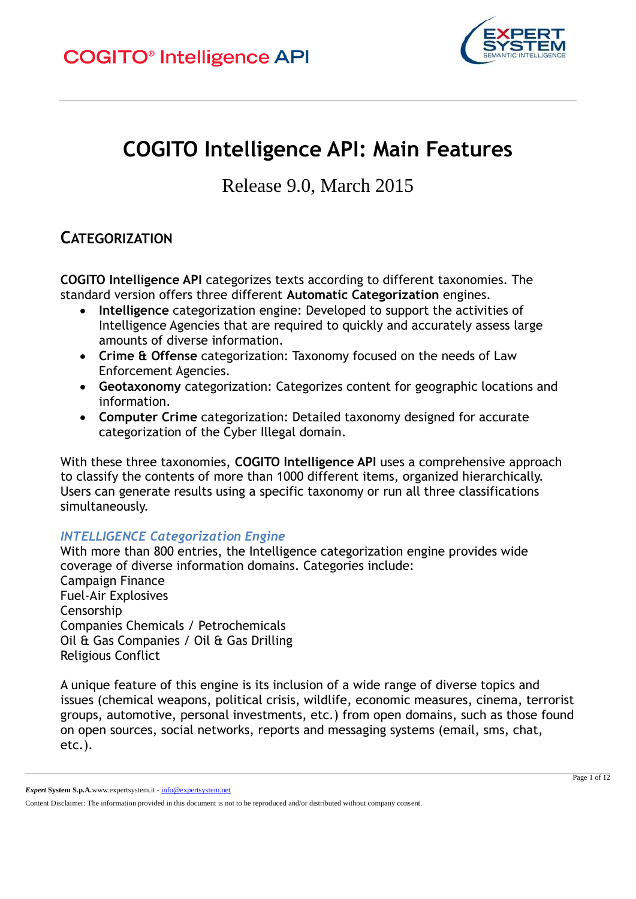# COGITO Intelligence API: Main Features

Release 9.0, March 2015

## CATEGORIZATION

**COGITO Intelligence API** categorizes texts according to different taxonomies. The standard version offers three different **Automatic Categorization** engines.

- **Intelligence** categorization engine: Developed to support the activities of Intelligence Agencies that are required to quickly and accurately assess large amounts of diverse information.
- **Crime & Offense** categorization: Taxonomy focused on the needs of Law Enforcement Agencies.
- **Geotaxonomy** categorization: Categorizes content for geographic locations and information.
- **Computer Crime** categorization: Detailed taxonomy designed for accurate categorization of the Cyber Illegal domain.

With these three taxonomies, **COGITO Intelligence API** uses a comprehensive approach to classify the contents of more than 1000 different items, organized hierarchically. Users can generate results using a specific taxonomy or run all three classifications simultaneously.

### *INTELLIGENCE Categorization Engine*

With more than 800 entries, the Intelligence categorization engine provides wide coverage of diverse information domains. Categories include:
Campaign Finance
Fuel-Air Explosives
Censorship
Companies Chemicals / Petrochemicals
Oil & Gas Companies / Oil & Gas Drilling
Religious Conflict

A unique feature of this engine is its inclusion of a wide range of diverse topics and issues (chemical weapons, political crisis, wildlife, economic measures, cinema, terrorist groups, automotive, personal investments, etc.) from open domains, such as those found on open sources, social networks, reports and messaging systems (email, sms, chat, etc.).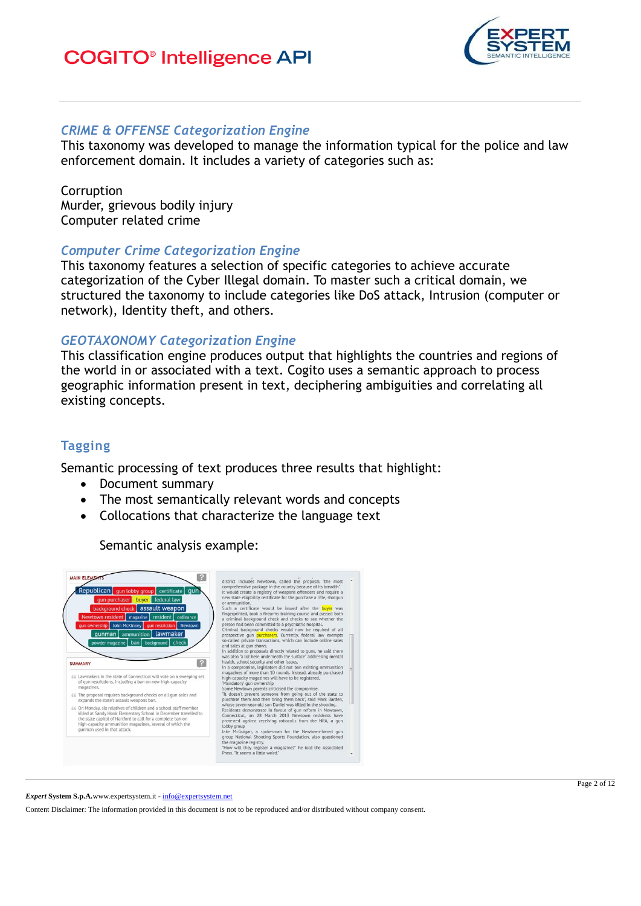## CRIME & OFFENSE Categorization Engine

This taxonomy was developed to manage the information typical for the police and law enforcement domain. It includes a variety of categories such as:

Corruption
Murder, grievous bodily injury
Computer related crime

## Computer Crime Categorization Engine

This taxonomy features a selection of specific categories to achieve accurate categorization of the Cyber Illegal domain. To master such a critical domain, we structured the taxonomy to include categories like DoS attack, Intrusion (computer or network), Identity theft, and others.

## GEOTAXONOMY Categorization Engine

This classification engine produces output that highlights the countries and regions of the world in or associated with a text. Cogito uses a semantic approach to process geographic information present in text, deciphering ambiguities and correlating all existing concepts.

## Tagging

Semantic processing of text produces three results that highlight:

- Document summary
- The most semantically relevant words and concepts
- Collocations that characterize the language text

Semantic analysis example: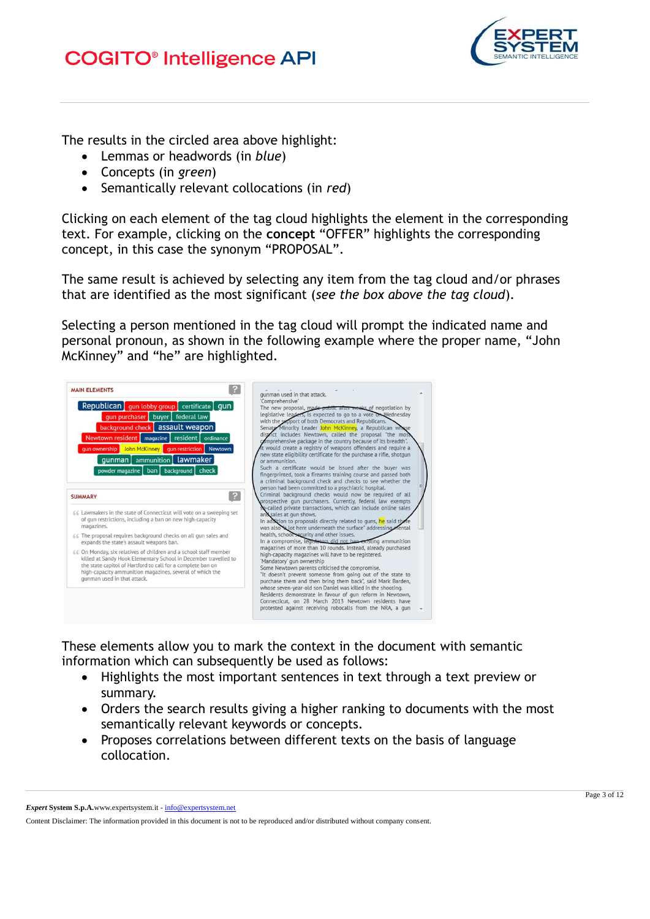The results in the circled area above highlight:

- Lemmas or headwords (in *blue*)
- Concepts (in *green*)
- Semantically relevant collocations (in *red*)

Clicking on each element of the tag cloud highlights the element in the corresponding text. For example, clicking on the **concept** "OFFER" highlights the corresponding concept, in this case the synonym "PROPOSAL".

The same result is achieved by selecting any item from the tag cloud and/or phrases that are identified as the most significant (*see the box above the tag cloud*).

Selecting a person mentioned in the tag cloud will prompt the indicated name and personal pronoun, as shown in the following example where the proper name, "John McKinney" and "he" are highlighted.

These elements allow you to mark the context in the document with semantic information which can subsequently be used as follows:

- Highlights the most important sentences in text through a text preview or summary.
- Orders the search results giving a higher ranking to documents with the most semantically relevant keywords or concepts.
- Proposes correlations between different texts on the basis of language collocation.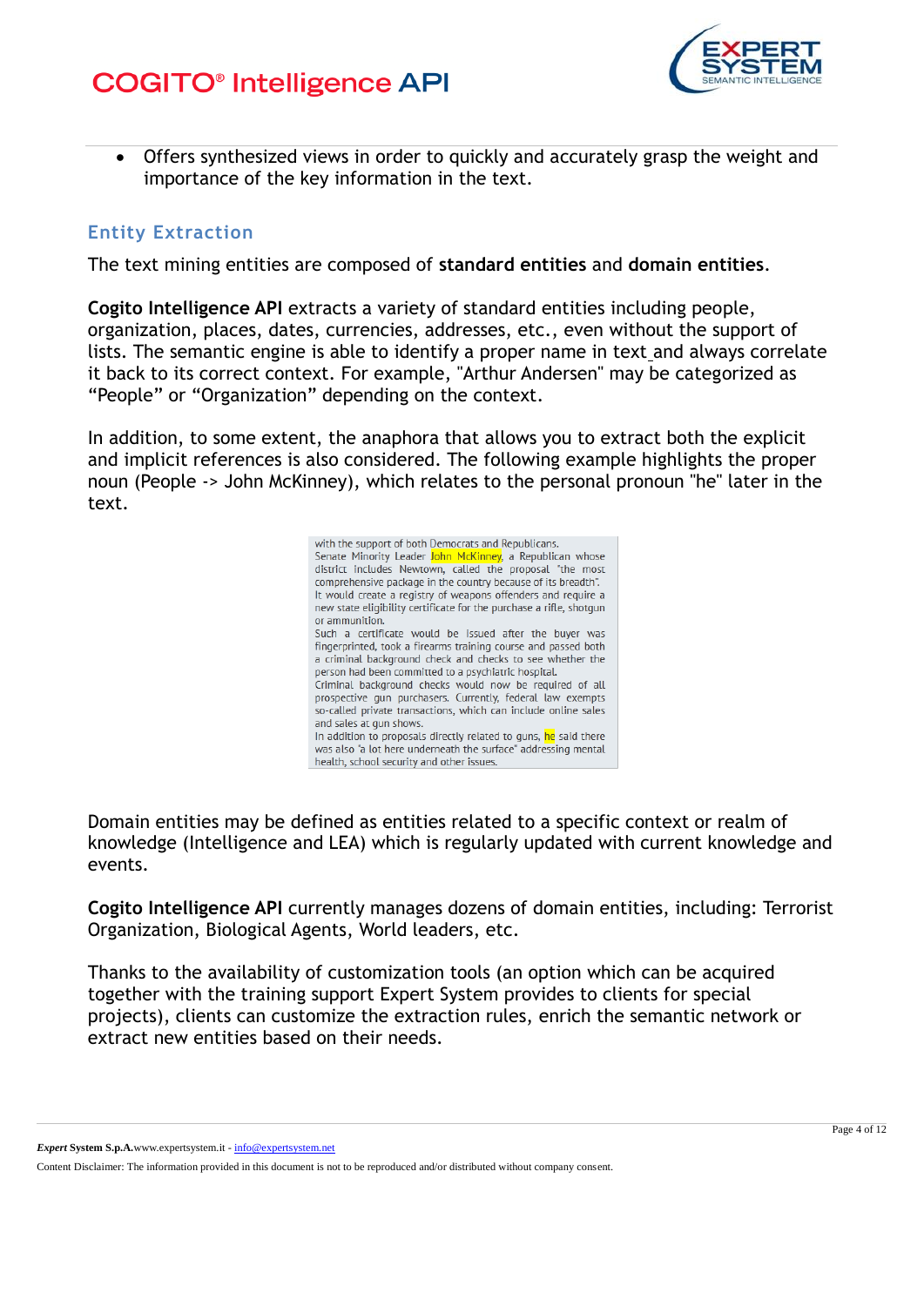- Offers synthesized views in order to quickly and accurately grasp the weight and importance of the key information in the text.

## Entity Extraction

The text mining entities are composed of **standard entities** and **domain entities**.

**Cogito Intelligence API** extracts a variety of standard entities including people, organization, places, dates, currencies, addresses, etc., even without the support of lists. The semantic engine is able to identify a proper name in text and always correlate it back to its correct context. For example, "Arthur Andersen" may be categorized as "People" or "Organization" depending on the context.

In addition, to some extent, the anaphora that allows you to extract both the explicit and implicit references is also considered. The following example highlights the proper noun (People -> John McKinney), which relates to the personal pronoun "he" later in the text.

> with the support of both Democrats and Republicans.
> Senate Minority Leader John McKinney, a Republican whose district includes Newtown, called the proposal "the most comprehensive package in the country because of its breadth".
> It would create a registry of weapons offenders and require a new state eligibility certificate for the purchase a rifle, shotgun or ammunition.
> Such a certificate would be issued after the buyer was fingerprinted, took a firearms training course and passed both a criminal background check and checks to see whether the person had been committed to a psychiatric hospital.
> Criminal background checks would now be required of all prospective gun purchasers. Currently, federal law exempts so-called private transactions, which can include online sales and sales at gun shows.
> In addition to proposals directly related to guns, he said there was also "a lot here underneath the surface" addressing mental health, school security and other issues.

Domain entities may be defined as entities related to a specific context or realm of knowledge (Intelligence and LEA) which is regularly updated with current knowledge and events.

**Cogito Intelligence API** currently manages dozens of domain entities, including: Terrorist Organization, Biological Agents, World leaders, etc.

Thanks to the availability of customization tools (an option which can be acquired together with the training support Expert System provides to clients for special projects), clients can customize the extraction rules, enrich the semantic network or extract new entities based on their needs.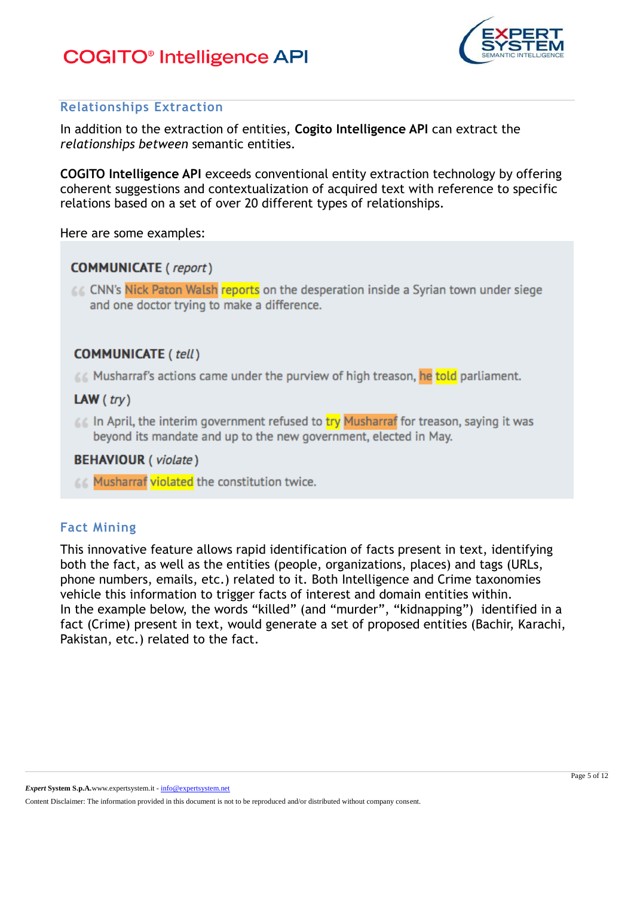## Relationships Extraction

In addition to the extraction of entities, **Cogito Intelligence API** can extract the *relationships between* semantic entities.

**COGITO Intelligence API** exceeds conventional entity extraction technology by offering coherent suggestions and contextualization of acquired text with reference to specific relations based on a set of over 20 different types of relationships.

Here are some examples:

**COMMUNICATE** ( *report* )

> CNN's Nick Paton Walsh reports on the desperation inside a Syrian town under siege and one doctor trying to make a difference.

**COMMUNICATE** ( *tell* )

> Musharraf's actions came under the purview of high treason, he told parliament.

**LAW** ( *try* )

> In April, the interim government refused to try Musharraf for treason, saying it was beyond its mandate and up to the new government, elected in May.

**BEHAVIOUR** ( *violate* )

> Musharraf violated the constitution twice.

## Fact Mining

This innovative feature allows rapid identification of facts present in text, identifying both the fact, as well as the entities (people, organizations, places) and tags (URLs, phone numbers, emails, etc.) related to it. Both Intelligence and Crime taxonomies vehicle this information to trigger facts of interest and domain entities within.
In the example below, the words "killed" (and "murder", "kidnapping") identified in a fact (Crime) present in text, would generate a set of proposed entities (Bachir, Karachi, Pakistan, etc.) related to the fact.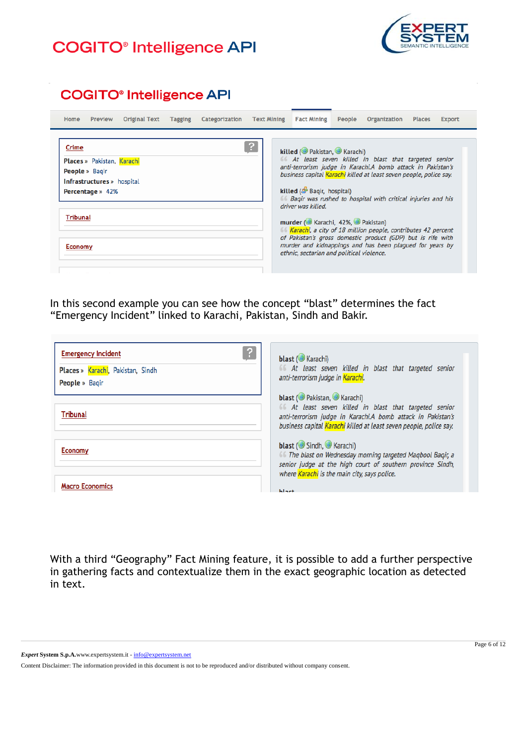COGITO® Intelligence API

Home | Preview | Original Text | Tagging | Categorization | Text Mining | Fact Mining | People | Organization | Places | Export

**Crime**

Places » Pakistan, Karachi
People » Baqir
Infrastructures » hospital
Percentage » 42%

**Tribunal**

**Economy**

**killed** (Pakistan, Karachi)
*At least seven killed in blast that targeted senior anti-terrorism judge in Karachi.A bomb attack in Pakistan's business capital Karachi killed at least seven people, police say.*

**killed** (Baqir, hospital)
*Baqir was rushed to hospital with critical injuries and his driver was killed.*

**murder** (Karachi, 42%, Pakistan)
*Karachi, a city of 18 million people, contributes 42 percent of Pakistan's gross domestic product (GDP) but is rife with murder and kidnappings and has been plagued for years by ethnic, sectarian and political violence.*

In this second example you can see how the concept "blast" determines the fact "Emergency Incident" linked to Karachi, Pakistan, Sindh and Bakir.

**Emergency Incident**

Places » Karachi, Pakistan, Sindh
People » Baqir

**Tribunal**

**Economy**

**Macro Economics**

**blast** (Karachi)
*At least seven killed in blast that targeted senior anti-terrorism judge in Karachi.*

**blast** (Pakistan, Karachi)
*At least seven killed in blast that targeted senior anti-terrorism judge in Karachi.A bomb attack in Pakistan's business capital Karachi killed at least seven people, police say.*

**blast** (Sindh, Karachi)
*The blast on Wednesday morning targeted Maqbool Baqir, a senior judge at the high court of southern province Sindh, where Karachi is the main city, says police.*

**blast**

With a third "Geography" Fact Mining feature, it is possible to add a further perspective in gathering facts and contextualize them in the exact geographic location as detected in text.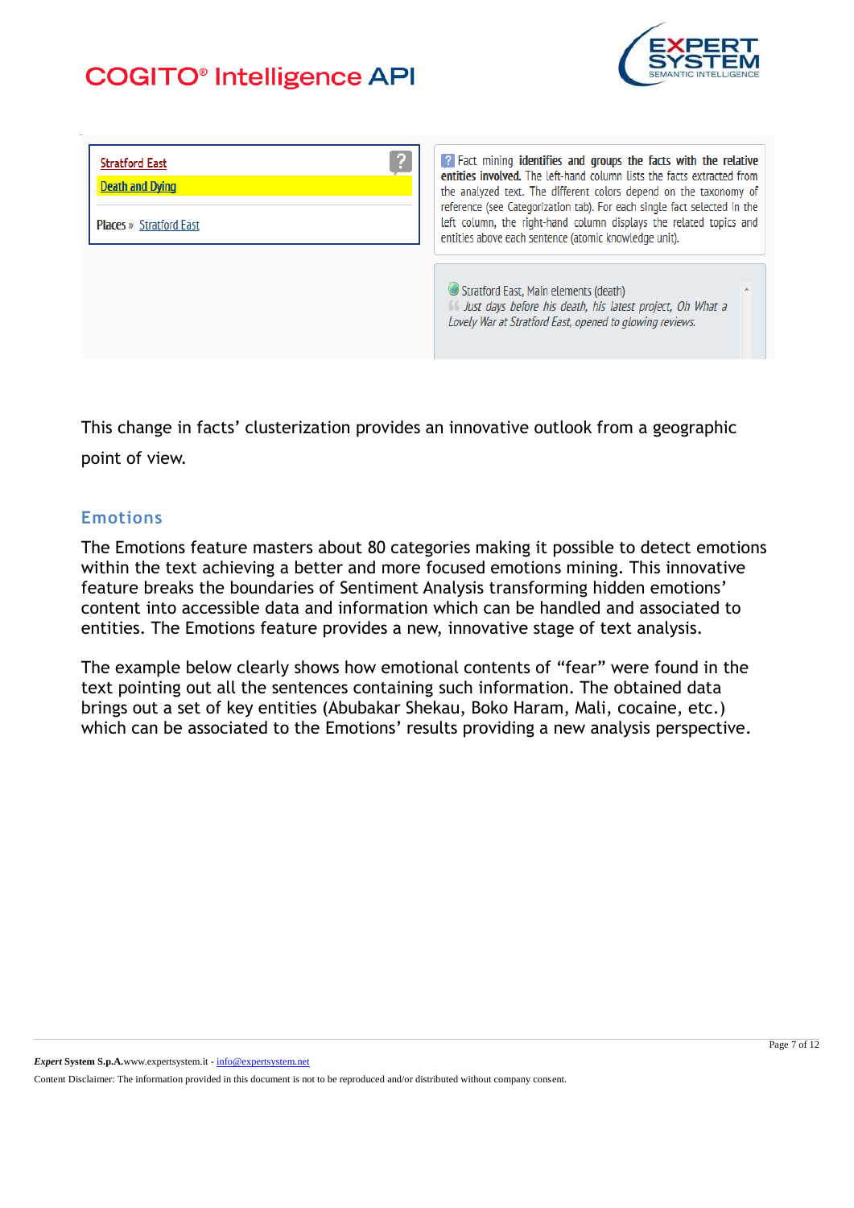Stratford East

Death and Dying

Places » Stratford East

Fact mining **identifies and groups the facts with the relative entities involved.** The left-hand column lists the facts extracted from the analyzed text. The different colors depend on the taxonomy of reference (see Categorization tab). For each single fact selected in the left column, the right-hand column displays the related topics and entities above each sentence (atomic knowledge unit).

Stratford East, Main elements (death)

*Just days before his death, his latest project, Oh What a Lovely War at Stratford East, opened to glowing reviews.*

This change in facts' clusterization provides an innovative outlook from a geographic point of view.

## Emotions

The Emotions feature masters about 80 categories making it possible to detect emotions within the text achieving a better and more focused emotions mining. This innovative feature breaks the boundaries of Sentiment Analysis transforming hidden emotions' content into accessible data and information which can be handled and associated to entities. The Emotions feature provides a new, innovative stage of text analysis.

The example below clearly shows how emotional contents of "fear" were found in the text pointing out all the sentences containing such information. The obtained data brings out a set of key entities (Abubakar Shekau, Boko Haram, Mali, cocaine, etc.) which can be associated to the Emotions' results providing a new analysis perspective.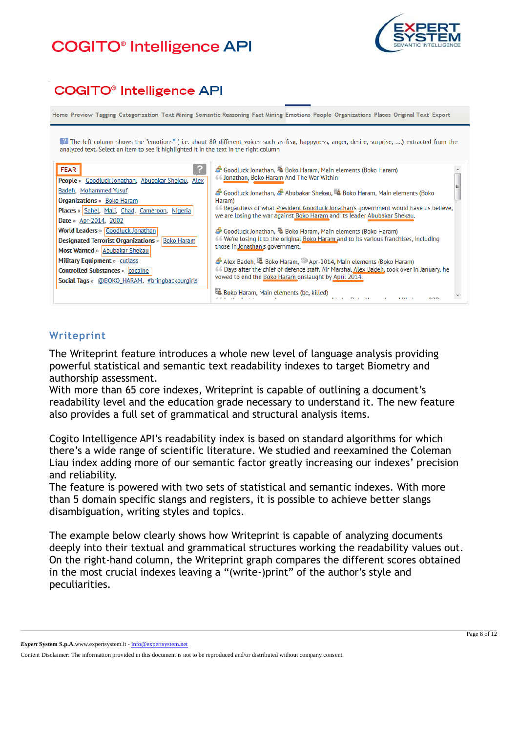# COGITO® Intelligence API

## COGITO® Intelligence API

Home Preview Tagging Categorization Text Mining Semantic Reasoning Fact Mining Emotions People Organizations Places Original Text Export

The left-column shows the "emotions" ( i.e. about 80 different voices such as fear, happyness, anger, desire, surprise, ....) extracted from the analyzed text. Select an item to see it highlighted it in the text in the right column

**FEAR**

**People »** Goodluck Jonathan, Abubakar Shekau, Alex Badeh, Mohammed Yusuf
**Organizations »** Boko Haram
**Places »** Sahel, Mali, Chad, Cameroon, Nigeria
**Date »** Apr-2014, 2002
**World Leaders »** Goodluck Jonathan
**Designated Terrorist Organizations »** Boko Haram
**Most Wanted »** Abubakar Shekau
**Military Equipment »** cutlass
**Controlled Substances »** cocaine
**Social Tags »** @BOKO_HARAM, #bringbackourgirls

Goodluck Jonathan, Boko Haram, Main elements (Boko Haram)
Jonathan, Boko Haram And The War Within

Goodluck Jonathan, Abubakar Shekau, Boko Haram, Main elements (Boko Haram)
Regardless of what President Goodluck Jonathan's government would have us believe, we are losing the war against Boko Haram and its leader Abubakar Shekau.

Goodluck Jonathan, Boko Haram, Main elements (Boko Haram)
We're losing it to the original Boko Haram and to its various franchises, including those in Jonathan's government.

Alex Badeh, Boko Haram, Apr-2014, Main elements (Boko Haram)
Days after the chief of defence staff, Air Marshal Alex Badeh, took over in January, he vowed to end the Boko Haram onslaught by April 2014.

Boko Haram, Main elements (be, killed)

## Writeprint

The Writeprint feature introduces a whole new level of language analysis providing powerful statistical and semantic text readability indexes to target Biometry and authorship assessment.
With more than 65 core indexes, Writeprint is capable of outlining a document's readability level and the education grade necessary to understand it. The new feature also provides a full set of grammatical and structural analysis items.

Cogito Intelligence API's readability index is based on standard algorithms for which there's a wide range of scientific literature. We studied and reexamined the Coleman Liau index adding more of our semantic factor greatly increasing our indexes' precision and reliability.
The feature is powered with two sets of statistical and semantic indexes. With more than 5 domain specific slangs and registers, it is possible to achieve better slangs disambiguation, writing styles and topics.

The example below clearly shows how Writeprint is capable of analyzing documents deeply into their textual and grammatical structures working the readability values out. On the right-hand column, the Writeprint graph compares the different scores obtained in the most crucial indexes leaving a "(write-)print" of the author's style and peculiarities.

*Expert* **System S.p.A.** www.expertsystem.it - info@expertsystem.net
Content Disclaimer: The information provided in this document is not to be reproduced and/or distributed without company consent.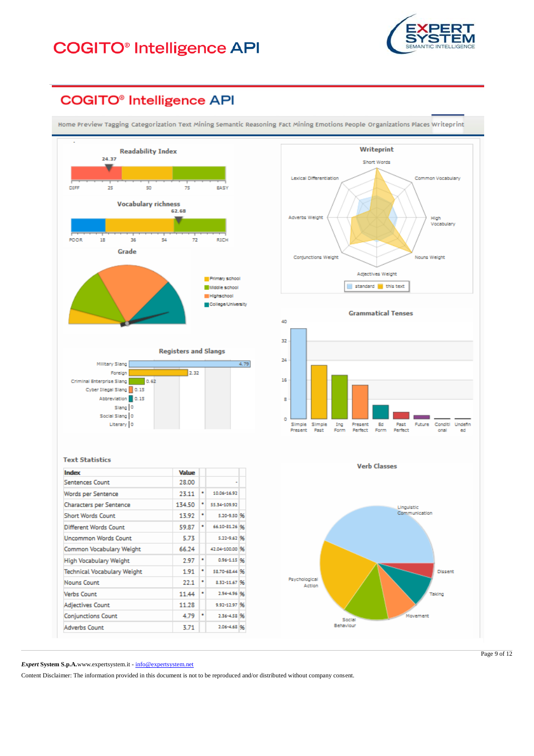# COGITO® Intelligence API

## COGITO® Intelligence API

Home Preview Tagging Categorization Text Mining Semantic Reasoning Fact Mining Emotions People Organizations Places Writeprint

**Readability Index**

24.37

DIFF 25 50 75 EASY

**Vocabulary richness**

62.68

POOR 18 36 54 72 RICH

**Grade**

Primary school
Middle school
Highschool
College/University

**Registers and Slangs**

| Register | Value |
|---|---|
| Military Slang | 4.79 |
| Foreign | 2.32 |
| Criminal Enterprise Slang | 0.62 |
| Cyber Illegal Slang | 0.15 |
| Abbreviation | 0.15 |
| Slang | 0 |
| Social Slang | 0 |
| Literary | 0 |

**Writeprint**

Short Words, Common Vocabulary, High Vocabulary, Nouns Weight, Adjectives Weight, Conjunctions Weight, Adverbs Weight, Lexical Differentiation

standard | this text

**Grammatical Tenses**

Simple Present, Simple Past, Ing Form, Present Perfect, Ed Form, Past Perfect, Future, Conditional, Undefined

**Text Statistics**

| Index | Value | | | |
|---|---|---|---|---|
| Sentences Count | 28.00 | | - | |
| Words per Sentence | 23.11 | * | 10.06-16.92 | |
| Characters per Sentence | 134.50 | * | 55.34-109.92 | |
| Short Words Count | 13.92 | * | 5.20-9.50 | % |
| Different Words Count | 59.87 | * | 66.10-81.26 | % |
| Uncommon Words Count | 5.73 | | 5.22-9.62 | % |
| Common Vocabulary Weight | 66.24 | | 42.04-100.00 | % |
| High Vocabulary Weight | 2.97 | * | 0.96-1.15 | % |
| Technical Vocabulary Weight | 1.91 | * | 58.70-68.44 | % |
| Nouns Count | 22.1 | * | 8.32-11.67 | % |
| Verbs Count | 11.44 | * | 2.94-4.96 | % |
| Adjectives Count | 11.28 | | 9.92-12.97 | % |
| Conjunctions Count | 4.79 | * | 2.36-4.58 | % |
| Adverbs Count | 3.71 | | 2.06-4.68 | % |

**Verb Classes**

Linguistic Communication, Dissent, Taking, Movement, Social Behaviour, Psychological Action

*Expert* **System S.p.A.**www.expertsystem.it - info@expertsystem.net

Content Disclaimer: The information provided in this document is not to be reproduced and/or distributed without company consent.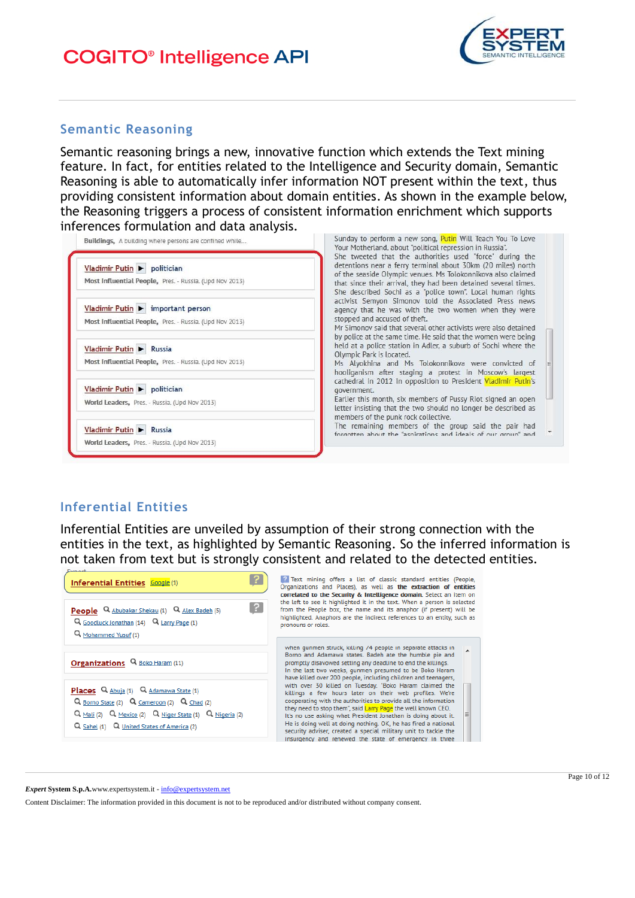## Semantic Reasoning

Semantic reasoning brings a new, innovative function which extends the Text mining feature. In fact, for entities related to the Intelligence and Security domain, Semantic Reasoning is able to automatically infer information NOT present within the text, thus providing consistent information about domain entities. As shown in the example below, the Reasoning triggers a process of consistent information enrichment which supports inferences formulation and data analysis.

Buildings, A building where persons are confined while...

Vladimir Putin ▶ politician
Most Influential People, Pres. - Russia. (Upd Nov 2013)

Vladimir Putin ▶ important person
Most Influential People, Pres. - Russia. (Upd Nov 2013)

Vladimir Putin ▶ Russia
Most Influential People, Pres. - Russia. (Upd Nov 2013)

Vladimir Putin ▶ politician
World Leaders, Pres. - Russia. (Upd Nov 2013)

Vladimir Putin ▶ Russia
World Leaders, Pres. - Russia. (Upd Nov 2013)

Sunday to perform a new song, Putin Will Teach You To Love Your Motherland, about "political repression in Russia". She tweeted that the authorities used "force" during the detentions near a ferry terminal about 30km (20 miles) north of the seaside Olympic venues. Ms Tolokonnikova also claimed that since their arrival, they had been detained several times. She described Sochi as a "police town". Local human rights activist Semyon Simonov told the Associated Press news agency that he was with the two women when they were stopped and accused of theft.
Mr Simonov said that several other activists were also detained by police at the same time. He said that the women were being held at a police station in Adler, a suburb of Sochi where the Olympic Park is located.
Ms Alyokhina and Ms Tolokonnikova were convicted of hooliganism after staging a protest in Moscow's largest cathedral in 2012 in opposition to President Vladimir Putin's government.
Earlier this month, six members of Pussy Riot signed an open letter insisting that the two should no longer be described as members of the punk rock collective.
The remaining members of the group said the pair had forgotten about the "aspirations and ideals of our group" and

## Inferential Entities

Inferential Entities are unveiled by assumption of their strong connection with the entities in the text, as highlighted by Semantic Reasoning. So the inferred information is not taken from text but is strongly consistent and related to the detected entities.

**Inferential Entities** Google (1)

**People** Abubakar Shekau (1), Alex Badeh (5), Goodluck Jonathan (14), Larry Page (1), Mohammed Yusuf (1)

**Organizations** Boko Haram (11)

**Places** Abuja (1), Adamawa State (1), Borno State (2), Cameroon (2), Chad (2), Mali (2), Mexico (2), Niger State (1), Nigeria (2), Sahel (1), United States of America (2)

Text mining offers a list of classic standard entities (People, Organizations and Places), as well as **the extraction of entities correlated to the Security & Intelligence domain.** Select an item on the left to see it highlighted in the text. When a person is selected from the People box, the name and its anaphor (if present) will be highlighted. Anaphors are the indirect references to an entity, such as pronouns or roles.

when gunmen struck, killing 74 people in separate attacks in Borno and Adamawa states. Badeh ate the humble pie and promptly disavowed setting any deadline to end the killings.
In the last two weeks, gunmen presumed to be Boko Haram have killed over 200 people, including children and teenagers, with over 30 killed on Tuesday. "Boko Haram claimed the killings a few hours later on their web profiles. We're cooperating with the authorities to provide all the information they need to stop them", said Larry Page the well known CEO.
It's no use asking what President Jonathen is doing about it. He is doing well at doing nothing. OK, he has fired a national security adviser, created a special military unit to tackle the insurgency and renewed the state of emergency in three

*Expert* System S.p.A.www.expertsystem.it - info@expertsystem.net

Content Disclaimer: The information provided in this document is not to be reproduced and/or distributed without company consent.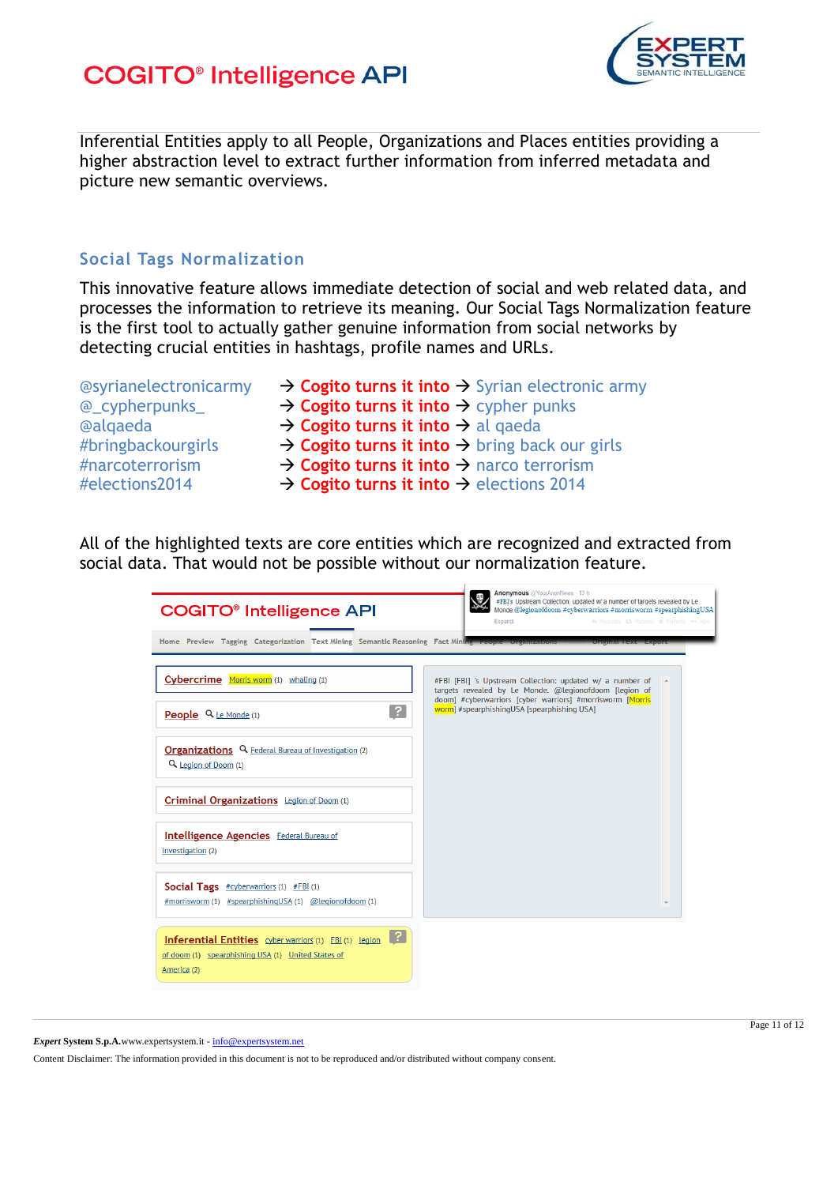Inferential Entities apply to all People, Organizations and Places entities providing a higher abstraction level to extract further information from inferred metadata and picture new semantic overviews.

## Social Tags Normalization

This innovative feature allows immediate detection of social and web related data, and processes the information to retrieve its meaning. Our Social Tags Normalization feature is the first tool to actually gather genuine information from social networks by detecting crucial entities in hashtags, profile names and URLs.

@syrianelectronicarmy → **Cogito turns it into** → Syrian electronic army
@_cypherpunks_ → **Cogito turns it into** → cypher punks
@alqaeda → **Cogito turns it into** → al qaeda
#bringbackourgirls → **Cogito turns it into** → bring back our girls
#narcoterrorism → **Cogito turns it into** → narco terrorism
#elections2014 → **Cogito turns it into** → elections 2014

All of the highlighted texts are core entities which are recognized and extracted from social data. That would not be possible without our normalization feature.

**Expert System S.p.A.** www.expertsystem.it - info@expertsystem.net

Content Disclaimer: The information provided in this document is not to be reproduced and/or distributed without company consent.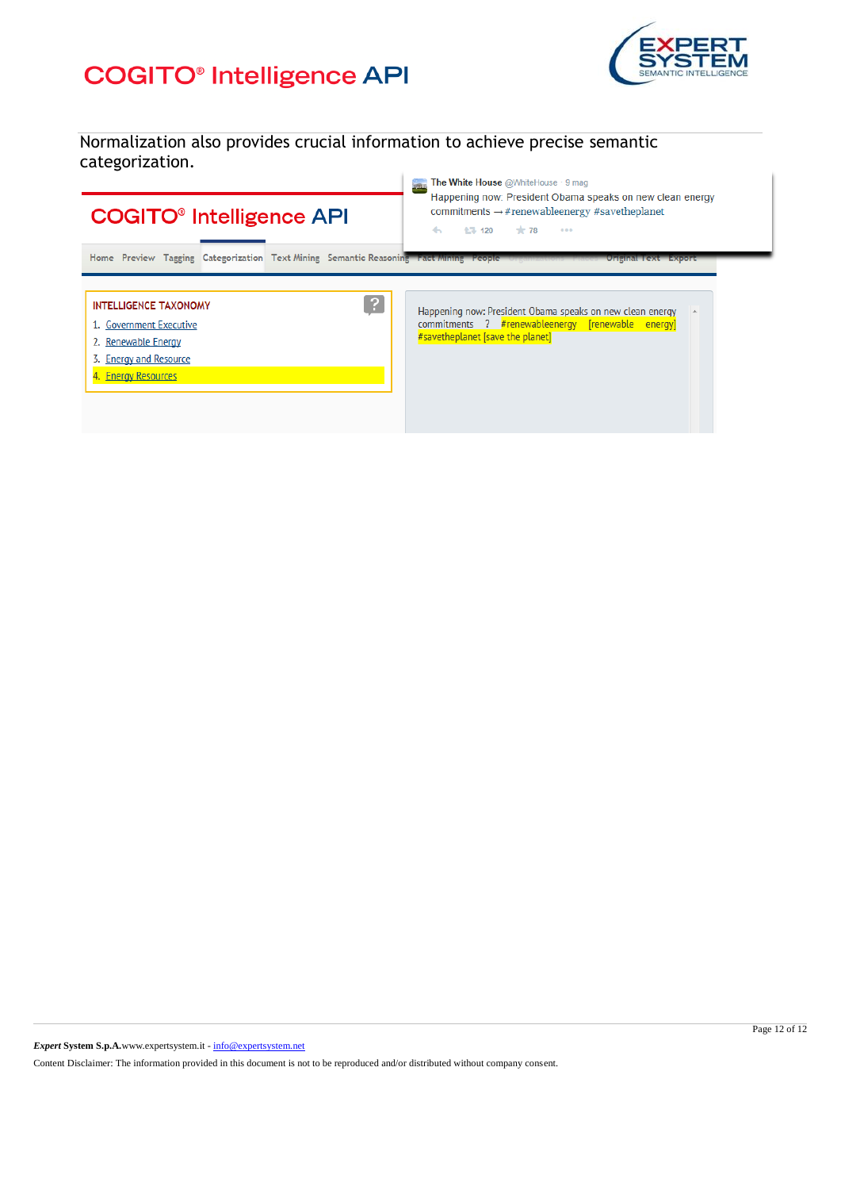Normalization also provides crucial information to achieve precise semantic categorization.

**The White House** @WhiteHouse · 9 mag
Happening now: President Obama speaks on new clean energy commitments → #renewableenergy #savetheplanet

120 78

COGITO® Intelligence API

Home Preview Tagging Categorization Text Mining Semantic Reasoning Fact Mining People Organizations Places Original Text Export

INTELLIGENCE TAXONOMY

1. Government Executive
2. Renewable Energy
3. Energy and Resource
4. Energy Resources

Happening now: President Obama speaks on new clean energy commitments ? #renewableenergy [renewable energy] #savetheplanet [save the planet]

*Expert* **System S.p.A.** www.expertsystem.it - info@expertsystem.net

Content Disclaimer: The information provided in this document is not to be reproduced and/or distributed without company consent.